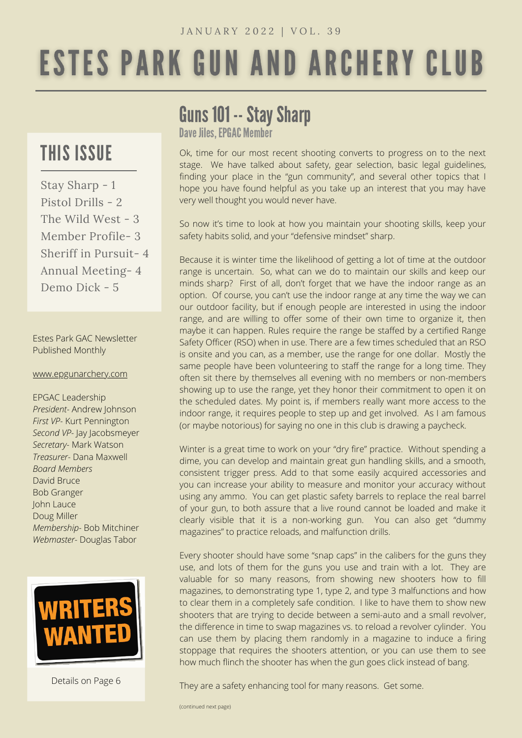JANUARY 2022 | VOL. 39

# ESTES PARK GUN AND ARCHERY CLUB

## THIS ISSUE

Stay Sharp - 1
Pistol Drills - 2
The Wild West - 3
Member Profile- 3
Sheriff in Pursuit- 4
Annual Meeting- 4
Demo Dick - 5

Estes Park GAC Newsletter
Published Monthly

www.epgunarchery.com

EPGAC Leadership
*President*- Andrew Johnson
*First VP*- Kurt Pennington
*Second VP*- Jay Jacobsmeyer
*Secretary*- Mark Watson
*Treasurer*- Dana Maxwell
*Board Members*
David Bruce
Bob Granger
John Lauce
Doug Miller
*Membership*- Bob Mitchiner
*Webmaster*- Douglas Tabor

**WRITERS WANTED**

Details on Page 6

## Guns 101 -- Stay Sharp

### Dave Jiles, EPGAC Member

Ok, time for our most recent shooting converts to progress on to the next stage. We have talked about safety, gear selection, basic legal guidelines, finding your place in the "gun community", and several other topics that I hope you have found helpful as you take up an interest that you may have very well thought you would never have.

So now it's time to look at how you maintain your shooting skills, keep your safety habits solid, and your "defensive mindset" sharp.

Because it is winter time the likelihood of getting a lot of time at the outdoor range is uncertain. So, what can we do to maintain our skills and keep our minds sharp? First of all, don't forget that we have the indoor range as an option. Of course, you can't use the indoor range at any time the way we can our outdoor facility, but if enough people are interested in using the indoor range, and are willing to offer some of their own time to organize it, then maybe it can happen. Rules require the range be staffed by a certified Range Safety Officer (RSO) when in use. There are a few times scheduled that an RSO is onsite and you can, as a member, use the range for one dollar. Mostly the same people have been volunteering to staff the range for a long time. They often sit there by themselves all evening with no members or non-members showing up to use the range, yet they honor their commitment to open it on the scheduled dates. My point is, if members really want more access to the indoor range, it requires people to step up and get involved. As I am famous (or maybe notorious) for saying no one in this club is drawing a paycheck.

Winter is a great time to work on your "dry fire" practice. Without spending a dime, you can develop and maintain great gun handling skills, and a smooth, consistent trigger press. Add to that some easily acquired accessories and you can increase your ability to measure and monitor your accuracy without using any ammo. You can get plastic safety barrels to replace the real barrel of your gun, to both assure that a live round cannot be loaded and make it clearly visible that it is a non-working gun. You can also get "dummy magazines" to practice reloads, and malfunction drills.

Every shooter should have some "snap caps" in the calibers for the guns they use, and lots of them for the guns you use and train with a lot. They are valuable for so many reasons, from showing new shooters how to fill magazines, to demonstrating type 1, type 2, and type 3 malfunctions and how to clear them in a completely safe condition. I like to have them to show new shooters that are trying to decide between a semi-auto and a small revolver, the difference in time to swap magazines vs. to reload a revolver cylinder. You can use them by placing them randomly in a magazine to induce a firing stoppage that requires the shooters attention, or you can use them to see how much flinch the shooter has when the gun goes click instead of bang.

They are a safety enhancing tool for many reasons. Get some.

(continued next page)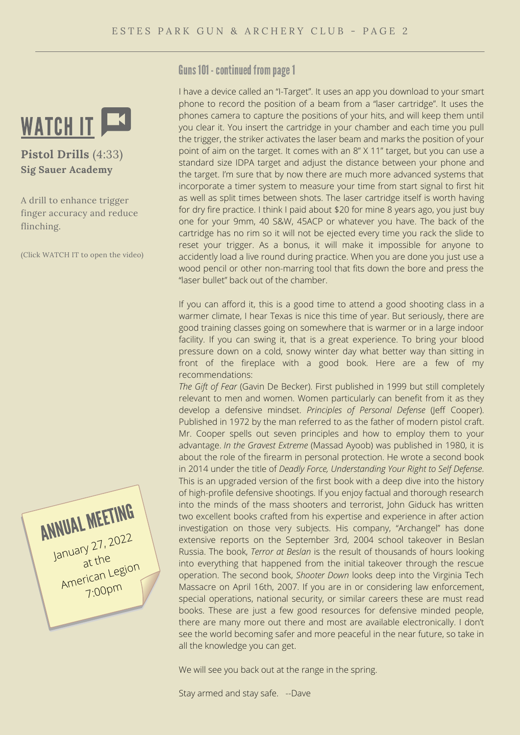## WATCH IT

**Pistol Drills** (4:33)
**Sig Sauer Academy**

A drill to enhance trigger finger accuracy and reduce flinching.

(Click WATCH IT to open the video)

## ANNUAL MEETING

January 27, 2022
at the
American Legion
7:00pm

## Guns 101 - continued from page 1

I have a device called an "I-Target". It uses an app you download to your smart phone to record the position of a beam from a "laser cartridge". It uses the phones camera to capture the positions of your hits, and will keep them until you clear it. You insert the cartridge in your chamber and each time you pull the trigger, the striker activates the laser beam and marks the position of your point of aim on the target. It comes with an 8" X 11" target, but you can use a standard size IDPA target and adjust the distance between your phone and the target. I'm sure that by now there are much more advanced systems that incorporate a timer system to measure your time from start signal to first hit as well as split times between shots. The laser cartridge itself is worth having for dry fire practice. I think I paid about $20 for mine 8 years ago, you just buy one for your 9mm, 40 S&W, 45ACP or whatever you have. The back of the cartridge has no rim so it will not be ejected every time you rack the slide to reset your trigger. As a bonus, it will make it impossible for anyone to accidently load a live round during practice. When you are done you just use a wood pencil or other non-marring tool that fits down the bore and press the "laser bullet" back out of the chamber.

If you can afford it, this is a good time to attend a good shooting class in a warmer climate, I hear Texas is nice this time of year. But seriously, there are good training classes going on somewhere that is warmer or in a large indoor facility. If you can swing it, that is a great experience. To bring your blood pressure down on a cold, snowy winter day what better way than sitting in front of the fireplace with a good book. Here are a few of my recommendations:
*The Gift of Fear* (Gavin De Becker). First published in 1999 but still completely relevant to men and women. Women particularly can benefit from it as they develop a defensive mindset. *Principles of Personal Defense* (Jeff Cooper). Published in 1972 by the man referred to as the father of modern pistol craft. Mr. Cooper spells out seven principles and how to employ them to your advantage. *In the Gravest Extreme* (Massad Ayoob) was published in 1980, it is about the role of the firearm in personal protection. He wrote a second book in 2014 under the title of *Deadly Force, Understanding Your Right to Self Defense*. This is an upgraded version of the first book with a deep dive into the history of high-profile defensive shootings. If you enjoy factual and thorough research into the minds of the mass shooters and terrorist, John Giduck has written two excellent books crafted from his expertise and experience in after action investigation on those very subjects. His company, "Archangel" has done extensive reports on the September 3rd, 2004 school takeover in Beslan Russia. The book, *Terror at Beslan* is the result of thousands of hours looking into everything that happened from the initial takeover through the rescue operation. The second book, *Shooter Down* looks deep into the Virginia Tech Massacre on April 16th, 2007. If you are in or considering law enforcement, special operations, national security, or similar careers these are must read books. These are just a few good resources for defensive minded people, there are many more out there and most are available electronically. I don't see the world becoming safer and more peaceful in the near future, so take in all the knowledge you can get.

We will see you back out at the range in the spring.

Stay armed and stay safe. --Dave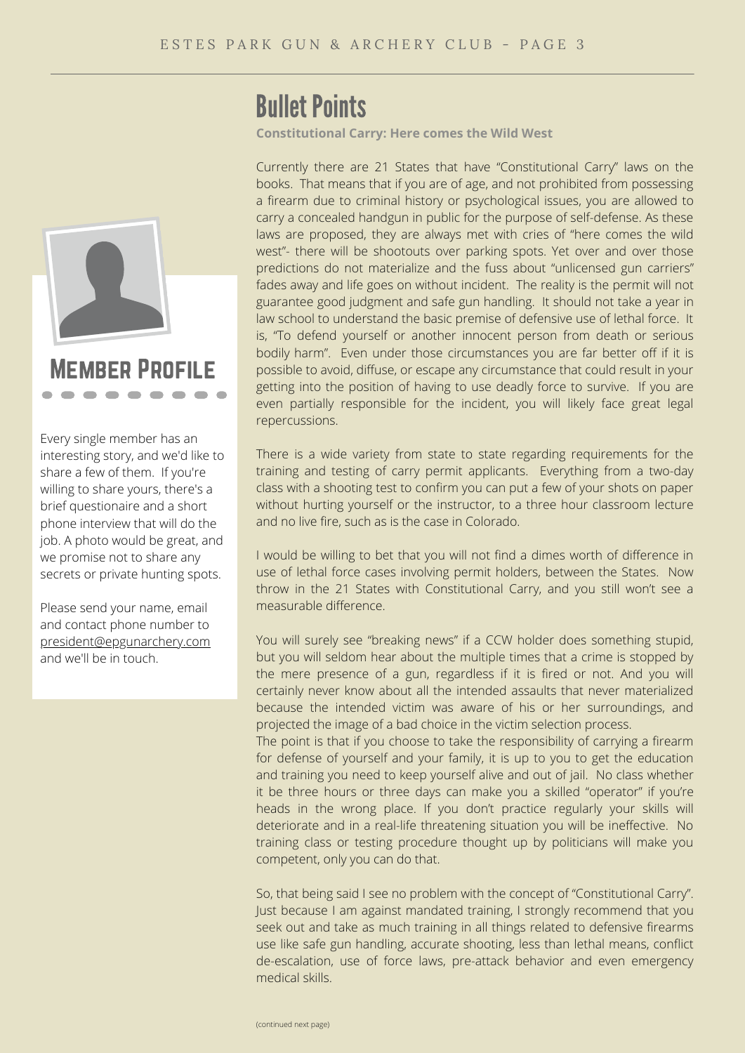## Member Profile

Every single member has an interesting story, and we'd like to share a few of them. If you're willing to share yours, there's a brief questionaire and a short phone interview that will do the job. A photo would be great, and we promise not to share any secrets or private hunting spots.

Please send your name, email and contact phone number to president@epgunarchery.com and we'll be in touch.

# Bullet Points

**Constitutional Carry: Here comes the Wild West**

Currently there are 21 States that have "Constitutional Carry" laws on the books. That means that if you are of age, and not prohibited from possessing a firearm due to criminal history or psychological issues, you are allowed to carry a concealed handgun in public for the purpose of self-defense. As these laws are proposed, they are always met with cries of "here comes the wild west"- there will be shootouts over parking spots. Yet over and over those predictions do not materialize and the fuss about "unlicensed gun carriers" fades away and life goes on without incident. The reality is the permit will not guarantee good judgment and safe gun handling. It should not take a year in law school to understand the basic premise of defensive use of lethal force. It is, "To defend yourself or another innocent person from death or serious bodily harm". Even under those circumstances you are far better off if it is possible to avoid, diffuse, or escape any circumstance that could result in your getting into the position of having to use deadly force to survive. If you are even partially responsible for the incident, you will likely face great legal repercussions.

There is a wide variety from state to state regarding requirements for the training and testing of carry permit applicants. Everything from a two-day class with a shooting test to confirm you can put a few of your shots on paper without hurting yourself or the instructor, to a three hour classroom lecture and no live fire, such as is the case in Colorado.

I would be willing to bet that you will not find a dimes worth of difference in use of lethal force cases involving permit holders, between the States. Now throw in the 21 States with Constitutional Carry, and you still won't see a measurable difference.

You will surely see "breaking news" if a CCW holder does something stupid, but you will seldom hear about the multiple times that a crime is stopped by the mere presence of a gun, regardless if it is fired or not. And you will certainly never know about all the intended assaults that never materialized because the intended victim was aware of his or her surroundings, and projected the image of a bad choice in the victim selection process.

The point is that if you choose to take the responsibility of carrying a firearm for defense of yourself and your family, it is up to you to get the education and training you need to keep yourself alive and out of jail. No class whether it be three hours or three days can make you a skilled "operator" if you're heads in the wrong place. If you don't practice regularly your skills will deteriorate and in a real-life threatening situation you will be ineffective. No training class or testing procedure thought up by politicians will make you competent, only you can do that.

So, that being said I see no problem with the concept of "Constitutional Carry". Just because I am against mandated training, I strongly recommend that you seek out and take as much training in all things related to defensive firearms use like safe gun handling, accurate shooting, less than lethal means, conflict de-escalation, use of force laws, pre-attack behavior and even emergency medical skills.

(continued next page)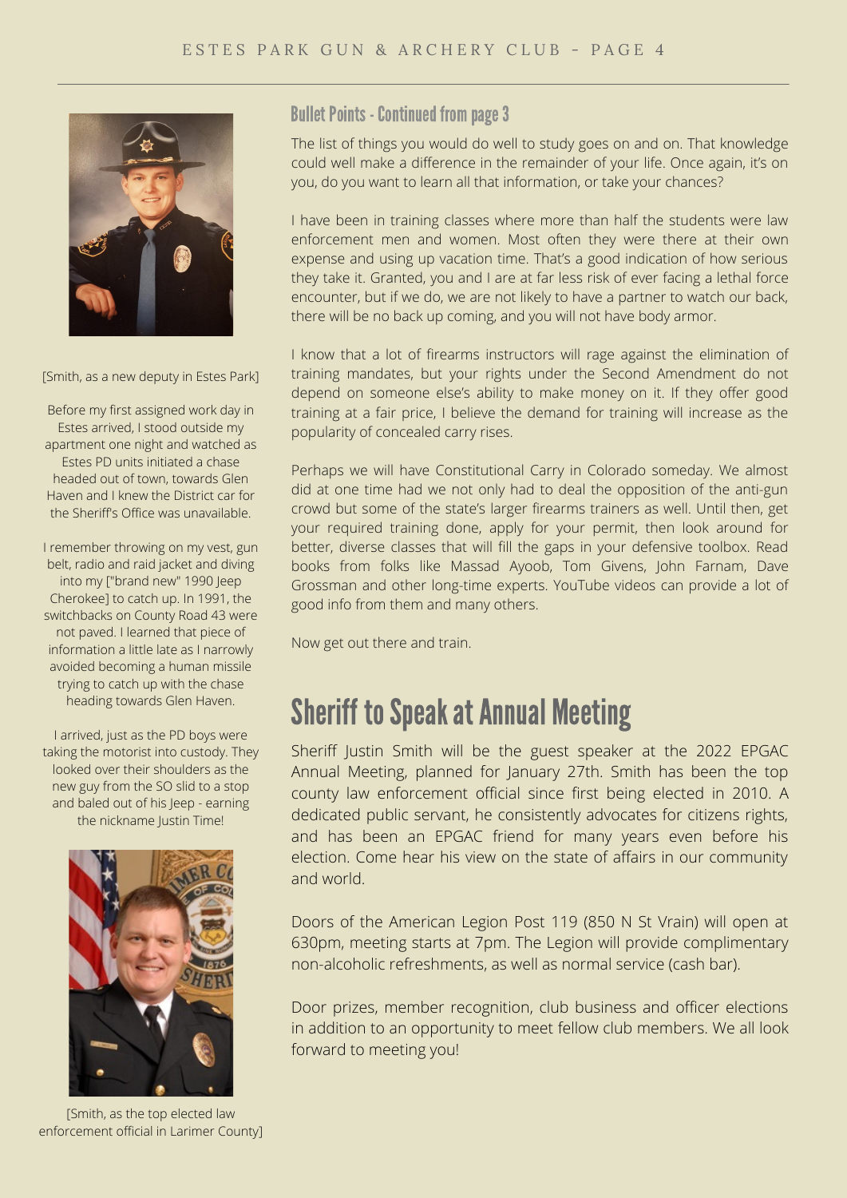## Bullet Points - Continued from page 3

The list of things you would do well to study goes on and on. That knowledge could well make a difference in the remainder of your life. Once again, it's on you, do you want to learn all that information, or take your chances?

I have been in training classes where more than half the students were law enforcement men and women. Most often they were there at their own expense and using up vacation time. That's a good indication of how serious they take it. Granted, you and I are at far less risk of ever facing a lethal force encounter, but if we do, we are not likely to have a partner to watch our back, there will be no back up coming, and you will not have body armor.

I know that a lot of firearms instructors will rage against the elimination of training mandates, but your rights under the Second Amendment do not depend on someone else's ability to make money on it. If they offer good training at a fair price, I believe the demand for training will increase as the popularity of concealed carry rises.

Perhaps we will have Constitutional Carry in Colorado someday. We almost did at one time had we not only had to deal the opposition of the anti-gun crowd but some of the state's larger firearms trainers as well. Until then, get your required training done, apply for your permit, then look around for better, diverse classes that will fill the gaps in your defensive toolbox. Read books from folks like Massad Ayoob, Tom Givens, John Farnam, Dave Grossman and other long-time experts. YouTube videos can provide a lot of good info from them and many others.

Now get out there and train.

# Sheriff to Speak at Annual Meeting

Sheriff Justin Smith will be the guest speaker at the 2022 EPGAC Annual Meeting, planned for January 27th. Smith has been the top county law enforcement official since first being elected in 2010. A dedicated public servant, he consistently advocates for citizens rights, and has been an EPGAC friend for many years even before his election. Come hear his view on the state of affairs in our community and world.

Doors of the American Legion Post 119 (850 N St Vrain) will open at 630pm, meeting starts at 7pm. The Legion will provide complimentary non-alcoholic refreshments, as well as normal service (cash bar).

Door prizes, member recognition, club business and officer elections in addition to an opportunity to meet fellow club members. We all look forward to meeting you!

[Smith, as a new deputy in Estes Park]

Before my first assigned work day in Estes arrived, I stood outside my apartment one night and watched as Estes PD units initiated a chase headed out of town, towards Glen Haven and I knew the District car for the Sheriff's Office was unavailable.

I remember throwing on my vest, gun belt, radio and raid jacket and diving into my ["brand new" 1990 Jeep Cherokee] to catch up. In 1991, the switchbacks on County Road 43 were not paved. I learned that piece of information a little late as I narrowly avoided becoming a human missile trying to catch up with the chase heading towards Glen Haven.

I arrived, just as the PD boys were taking the motorist into custody. They looked over their shoulders as the new guy from the SO slid to a stop and baled out of his Jeep - earning the nickname Justin Time!

[Smith, as the top elected law enforcement official in Larimer County]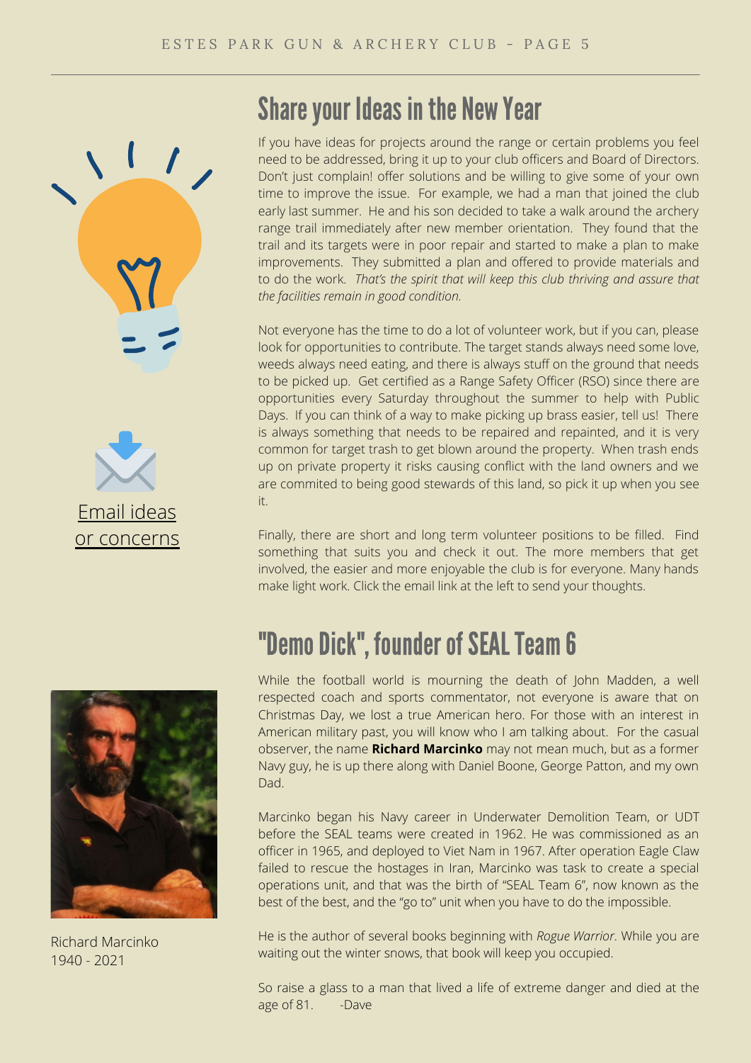## Share your Ideas in the New Year

If you have ideas for projects around the range or certain problems you feel need to be addressed, bring it up to your club officers and Board of Directors. Don't just complain! offer solutions and be willing to give some of your own time to improve the issue. For example, we had a man that joined the club early last summer. He and his son decided to take a walk around the archery range trail immediately after new member orientation. They found that the trail and its targets were in poor repair and started to make a plan to make improvements. They submitted a plan and offered to provide materials and to do the work. *That's the spirit that will keep this club thriving and assure that the facilities remain in good condition.*

Not everyone has the time to do a lot of volunteer work, but if you can, please look for opportunities to contribute. The target stands always need some love, weeds always need eating, and there is always stuff on the ground that needs to be picked up. Get certified as a Range Safety Officer (RSO) since there are opportunities every Saturday throughout the summer to help with Public Days. If you can think of a way to make picking up brass easier, tell us! There is always something that needs to be repaired and repainted, and it is very common for target trash to get blown around the property. When trash ends up on private property it risks causing conflict with the land owners and we are commited to being good stewards of this land, so pick it up when you see it.

Finally, there are short and long term volunteer positions to be filled. Find something that suits you and check it out. The more members that get involved, the easier and more enjoyable the club is for everyone. Many hands make light work. Click the email link at the left to send your thoughts.

Email ideas or concerns

## "Demo Dick", founder of SEAL Team 6

While the football world is mourning the death of John Madden, a well respected coach and sports commentator, not everyone is aware that on Christmas Day, we lost a true American hero. For those with an interest in American military past, you will know who I am talking about. For the casual observer, the name **Richard Marcinko** may not mean much, but as a former Navy guy, he is up there along with Daniel Boone, George Patton, and my own Dad.

Marcinko began his Navy career in Underwater Demolition Team, or UDT before the SEAL teams were created in 1962. He was commissioned as an officer in 1965, and deployed to Viet Nam in 1967. After operation Eagle Claw failed to rescue the hostages in Iran, Marcinko was task to create a special operations unit, and that was the birth of "SEAL Team 6", now known as the best of the best, and the "go to" unit when you have to do the impossible.

He is the author of several books beginning with *Rogue Warrior*. While you are waiting out the winter snows, that book will keep you occupied.

So raise a glass to a man that lived a life of extreme danger and died at the age of 81. -Dave

Richard Marcinko
1940 - 2021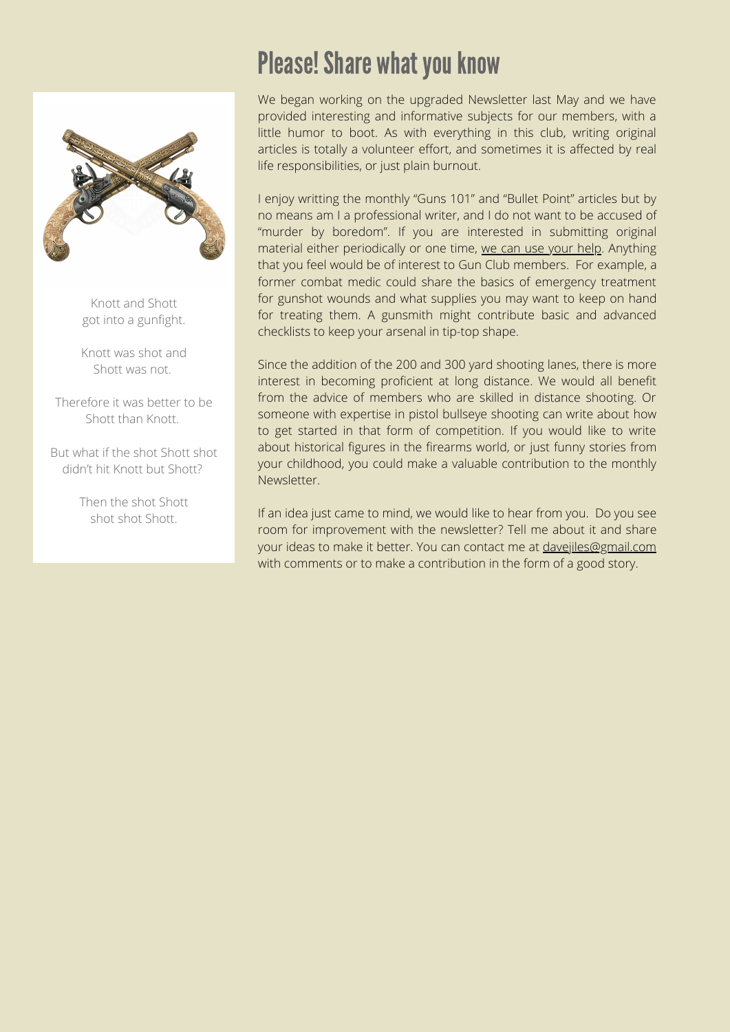# Please! Share what you know

Knott and Shott
got into a gunfight.

Knott was shot and
Shott was not.

Therefore it was better to be
Shott than Knott.

But what if the shot Shott shot
didn't hit Knott but Shott?

Then the shot Shott
shot shot Shott.

We began working on the upgraded Newsletter last May and we have provided interesting and informative subjects for our members, with a little humor to boot. As with everything in this club, writing original articles is totally a volunteer effort, and sometimes it is affected by real life responsibilities, or just plain burnout.

I enjoy writting the monthly "Guns 101" and "Bullet Point" articles but by no means am I a professional writer, and I do not want to be accused of "murder by boredom". If you are interested in submitting original material either periodically or one time, we can use your help. Anything that you feel would be of interest to Gun Club members. For example, a former combat medic could share the basics of emergency treatment for gunshot wounds and what supplies you may want to keep on hand for treating them. A gunsmith might contribute basic and advanced checklists to keep your arsenal in tip-top shape.

Since the addition of the 200 and 300 yard shooting lanes, there is more interest in becoming proficient at long distance. We would all benefit from the advice of members who are skilled in distance shooting. Or someone with expertise in pistol bullseye shooting can write about how to get started in that form of competition. If you would like to write about historical figures in the firearms world, or just funny stories from your childhood, you could make a valuable contribution to the monthly Newsletter.

If an idea just came to mind, we would like to hear from you. Do you see room for improvement with the newsletter? Tell me about it and share your ideas to make it better. You can contact me at davejiles@gmail.com with comments or to make a contribution in the form of a good story.